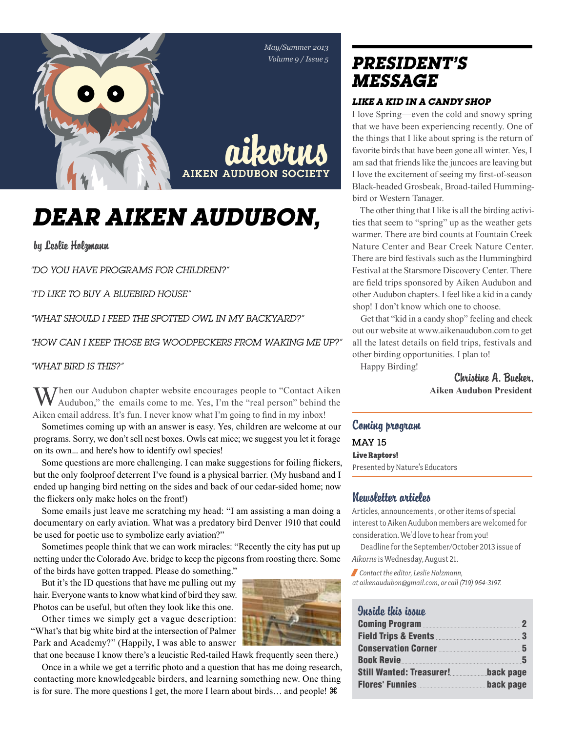May/Summer 2013
Volume 9 / Issue 5

aikorns
AIKEN AUDUBON SOCIETY

# DEAR AIKEN AUDUBON,

by Leslie Holzmann

*"DO YOU HAVE PROGRAMS FOR CHILDREN?"*

*"I'D LIKE TO BUY A BLUEBIRD HOUSE"*

*"WHAT SHOULD I FEED THE SPOTTED OWL IN MY BACKYARD?"*

*"HOW CAN I KEEP THOSE BIG WOODPECKERS FROM WAKING ME UP?"*

*"WHAT BIRD IS THIS?"*

When our Audubon chapter website encourages people to "Contact Aiken Audubon," the emails come to me. Yes, I'm the "real person" behind the Aiken email address. It's fun. I never know what I'm going to find in my inbox!

Sometimes coming up with an answer is easy. Yes, children are welcome at our programs. Sorry, we don't sell nest boxes. Owls eat mice; we suggest you let it forage on its own... and here's how to identify owl species!

Some questions are more challenging. I can make suggestions for foiling flickers, but the only foolproof deterrent I've found is a physical barrier. (My husband and I ended up hanging bird netting on the sides and back of our cedar-sided home; now the flickers only make holes on the front!)

Some emails just leave me scratching my head: "I am assisting a man doing a documentary on early aviation. What was a predatory bird Denver 1910 that could be used for poetic use to symbolize early aviation?"

Sometimes people think that we can work miracles: "Recently the city has put up netting under the Colorado Ave. bridge to keep the pigeons from roosting there. Some of the birds have gotten trapped. Please do something."

But it's the ID questions that have me pulling out my hair. Everyone wants to know what kind of bird they saw. Photos can be useful, but often they look like this one.

Other times we simply get a vague description: "What's that big white bird at the intersection of Palmer Park and Academy?" (Happily, I was able to answer that one because I know there's a leucistic Red-tailed Hawk frequently seen there.)

Once in a while we get a terrific photo and a question that has me doing research, contacting more knowledgeable birders, and learning something new. One thing is for sure. The more questions I get, the more I learn about birds… and people! ⌘

# PRESIDENT'S MESSAGE

### LIKE A KID IN A CANDY SHOP

I love Spring—even the cold and snowy spring that we have been experiencing recently. One of the things that I like about spring is the return of favorite birds that have been gone all winter. Yes, I am sad that friends like the juncoes are leaving but I love the excitement of seeing my first-of-season Black-headed Grosbeak, Broad-tailed Hummingbird or Western Tanager.

The other thing that I like is all the birding activities that seem to "spring" up as the weather gets warmer. There are bird counts at Fountain Creek Nature Center and Bear Creek Nature Center. There are bird festivals such as the Hummingbird Festival at the Starsmore Discovery Center. There are field trips sponsored by Aiken Audubon and other Audubon chapters. I feel like a kid in a candy shop! I don't know which one to choose.

Get that "kid in a candy shop" feeling and check out our website at www.aikenaudubon.com to get all the latest details on field trips, festivals and other birding opportunities. I plan to!

Happy Birding!

Christine A. Bucher,
**Aiken Audubon President**

## Coming program

MAY 15
**Live Raptors!**
Presented by Nature's Educators

## Newsletter articles

Articles, announcements , or other items of special interest to Aiken Audubon members are welcomed for consideration. We'd love to hear from you!

Deadline for the September/October 2013 issue of *Aikorns* is Wednesday, August 21.

*Contact the editor, Leslie Holzmann, at aikenaudubon@gmail.com, or call (719) 964-3197.*

## Inside this issue

| | |
|---|---|
| **Coming Program** | 2 |
| **Field Trips & Events** | 3 |
| **Conservation Corner** | 5 |
| **Book Revie** | 5 |
| **Still Wanted: Treasurer!** | back page |
| **Flores' Funnies** | back page |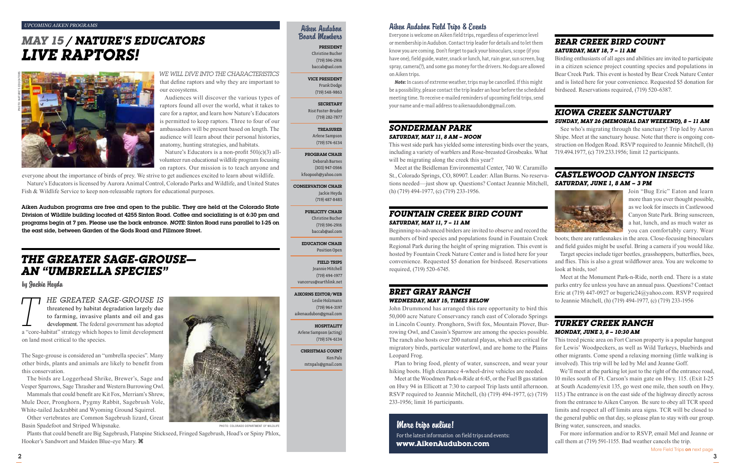*UPCOMING AIKEN PROGRAMS*

# *MAY 15 / NATURE'S EDUCATORS LIVE RAPTORS!*

PHOTO: NATURE'S EDUCATORS

*WE WILL DIVE INTO THE CHARACTERISTICS* that define raptors and why they are important to our ecosystems.

Audiences will discover the various types of raptors found all over the world, what it takes to care for a raptor, and learn how Nature's Educators is permitted to keep raptors. Three to four of our ambassadors will be present based on length. The audience will learn about their personal histories, anatomy, hunting strategies, and habitats.

Nature's Educators is a non-profit 501(c)(3) all-volunteer run educational wildlife program focusing on raptors. Our mission is to teach anyone and everyone about the importance of birds of prey. We strive to get audiences excited to learn about wildlife.

Nature's Educators is licensed by Aurora Animal Control, Colorado Parks and Wildlife, and United States Fish & Wildlife Service to keep non-releasable raptors for educational purposes.

**Aiken Audubon programs are free and open to the public. They are held at the Colorado State Division of Wildlife building located at 4255 Sinton Road. Coffee and socializing is at 6:30 pm and programs begin at 7 pm. Please use the back entrance. *NOTE:* Sinton Road runs parallel to I-25 on the east side, between Garden of the Gods Road and Fillmore Street.**

# *THE GREATER SAGE-GROUSE— AN "UMBRELLA SPECIES"*

by Jackie Heyda

*THE GREATER SAGE-GROUSE IS* threatened by habitat degradation largely due to farming, invasive plants and oil and gas development. The federal government has adopted a "core-habitat" strategy which hopes to limit development on land most critical to the species.

The Sage-grouse is considered an "umbrella species". Many other birds, plants and animals are likely to benefit from this conservation.

The birds are Loggerhead Shrike, Brewer's, Sage and Vesper Sparrows, Sage Thrasher and Western Burrowing Owl.

Mammals that could benefit are Kit Fox, Merriam's Shrew, Mule Deer, Pronghorn, Pygmy Rabbit, Sagebrush Vole, White-tailed Jackrabbit and Wyoming Ground Squirrel.

Other vertebrates are Common Sagebrush lizard, Great Basin Spadefoot and Striped Whipsnake.

PHOTO: COLORADO DEPARTMENT OF WILDLIFE

Plants that could benefit are Big Sagebrush, Flatspine Stickseed, Fringed Sagebrush, Hoad's or Spiny Phlox, Hooker's Sandwort and Maiden Blue-eye Mary. ⌘

## Aiken Audubon Board Members

**PRESIDENT**
Christine Bucher
(719) 596-2916
baccab@aol.com

**VICE PRESIDENT**
Frank Dodge
(719) 548-9863

**SECRETARY**
Risë Foster-Bruder
(719) 282-7877

**TREASURER**
Arlene Sampson
(719) 574-6134

**PROGRAM CHAIR**
Deborah Barnes
(303) 947-0566
kfoopooh@yahoo.com

**CONSERVATION CHAIR**
Jackie Heyda
(719) 487-8485

**PUBLICITY CHAIR**
Christine Bucher
(719) 596-2916
baccab@aol.com

**EDUCATION CHAIR**
Position Open

**FIELD TRIPS**
Jeannie Mitchell
(719) 494-1977
vancerus@earthlink.net

**AIKORNS EDITOR/WEB**
Leslie Holzmann
(719) 964-3197
aikenaudubon@gmail.com

**HOSPITALITY**
Arlene Sampson (acting)
(719) 574-6134

**CHRISTMAS COUNT**
Ken Pals
mtnpals@gmail.com

## Aiken Audubon Field Trips & Events

Everyone is welcome on Aiken field trips, regardless of experience level or membership in Audubon. Contact trip leader for details and to let them know you are coming. Don't forget to pack your binoculars, scope (if you have one), field guide, water, snack or lunch, hat, rain gear, sun screen, bug spray, camera(?), and some gas money for the drivers. No dogs are allowed on Aiken trips.

***Note:*** In cases of extreme weather, trips may be cancelled. If this might be a possibility, please contact the trip leader an hour before the scheduled meeting time. To receive e-mailed reminders of upcoming field trips, send your name and e-mail address to aikenaudubon@gmail.com.

### *SONDERMAN PARK*
#### *SATURDAY, MAY 11, 8 AM – NOON*

This west side park has yielded some interesting birds over the years, including a variety of warblers and Rose-breasted Grosbeaks. What will be migrating along the creek this year?

Meet at the Beidleman Environmental Center, 740 W. Caramillo St., Colorado Springs, CO, 80907. Leader: Allan Burns. No reservations needed—just show up. Questions? Contact Jeannie Mitchell, (h) (719) 494-1977, (c) (719) 233-1956.

### *FOUNTAIN CREEK BIRD COUNT*
#### *SATURDAY, MAY 11, 7 – 11 AM*

Beginning-to-advanced birders are invited to observe and record the numbers of bird species and populations found in Fountain Creek Regional Park during the height of spring migration. This event is hosted by Fountain Creek Nature Center and is listed here for your convenience. Requested $5 donation for birdseed. Reservations required, (719) 520-6745.

### *BRET GRAY RANCH*
#### *WEDNESDAY, MAY 15, TIMES BELOW*

John Drummond has arranged this rare opportunity to bird this 50,000 acre Nature Conservancy ranch east of Colorado Springs in Lincoln County. Pronghorn, Swift fox, Mountain Plover, Burrowing Owl, and Cassin's Sparrow are among the species possible. The ranch also hosts over 200 natural playas, which are critical for migratory birds, particular waterfowl, and are home to the Plains Leopard Frog.

Plan to bring food, plenty of water, sunscreen, and wear your hiking boots. High clearance 4-wheel-drive vehicles are needed.

Meet at the Woodmen Park-n-Ride at 6:45, or the Fuel B gas station on Hwy 94 in Ellicott at 7:30 to carpool Trip lasts until afternoon. RSVP required to Jeannie Mitchell, (h) (719) 494-1977, (c) (719) 233-1956; limit 16 participants.

## More trips online!

For the latest information on field trips and events:
**www.AikenAudubon.com**

### *BEAR CREEK BIRD COUNT*
#### *SATURDAY, MAY 18, 7 – 11 AM*

Birding enthusiasts of all ages and abilities are invited to participate in a citizen science project counting species and populations in Bear Creek Park. This event is hosted by Bear Creek Nature Center and is listed here for your convenience. Requested $5 donation for birdseed. Reservations required, (719) 520-6387.

### *KIOWA CREEK SANCTUARY*
#### *SUNDAY, MAY 26 (MEMORIAL DAY WEEKEND), 8 – 11 AM*

See who's migrating through the sanctuary! Trip led by Aaron Shipe. Meet at the sanctuary house. Note that there is ongoing construction on Hodgen Road. RSVP required to Jeannie Mitchell, (h) 719.494.1977, (c) 719.233.1956; limit 12 participants.

### *CASTLEWOOD CANYON INSECTS*
#### *SATURDAY, JUNE 1, 8 AM – 3 PM*

Join "Bug Eric" Eaton and learn more than you ever thought possible, as we look for insects in Castlewood Canyon State Park. Bring sunscreen, a hat, lunch, and as much water as you can comfortably carry. Wear boots; there are rattlesnakes in the area. Close-focusing binoculars and field guides might be useful. Bring a camera if you would like.

Target species include tiger beetles, grasshoppers, butterflies, bees, and flies. This is also a great wildflower area. You are welcome to look at birds, too!

Meet at the Monument Park-n-Ride, north end. There is a state parks entry fee unless you have an annual pass. Questions? Contact Eric at (719) 447-0927 or bugeric24@yahoo.com. RSVP required to Jeannie Mitchell, (h) (719) 494-1977, (c) (719) 233-1956

### *TURKEY CREEK RANCH*
#### *MONDAY, JUNE 3, 8 – 10:30 AM*

This treed picnic area on Fort Carson property is a popular hangout for Lewis' Woodpeckers, as well as Wild Turkeys, bluebirds and other migrants. Come spend a relaxing morning (little walking is involved). This trip will be led by Mel and Jeanne Goff.

We'll meet at the parking lot just to the right of the entrance road, 10 miles south of Ft. Carson's main gate on Hwy. 115. (Exit I-25 at South Academy/exit 135, go west one mile, then south on Hwy. 115.) The entrance is on the east side of the highway directly across from the entrance to Aiken Canyon. Be sure to obey all TCR speed limits and respect all off limits area signs. TCR will be closed to the general public on that day, so please plan to stay with our group. Bring water, sunscreen, and snacks.

For more information and/or to RSVP, email Mel and Jeanne or call them at (719) 591-1155. Bad weather cancels the trip.

More Field Trips **on** next page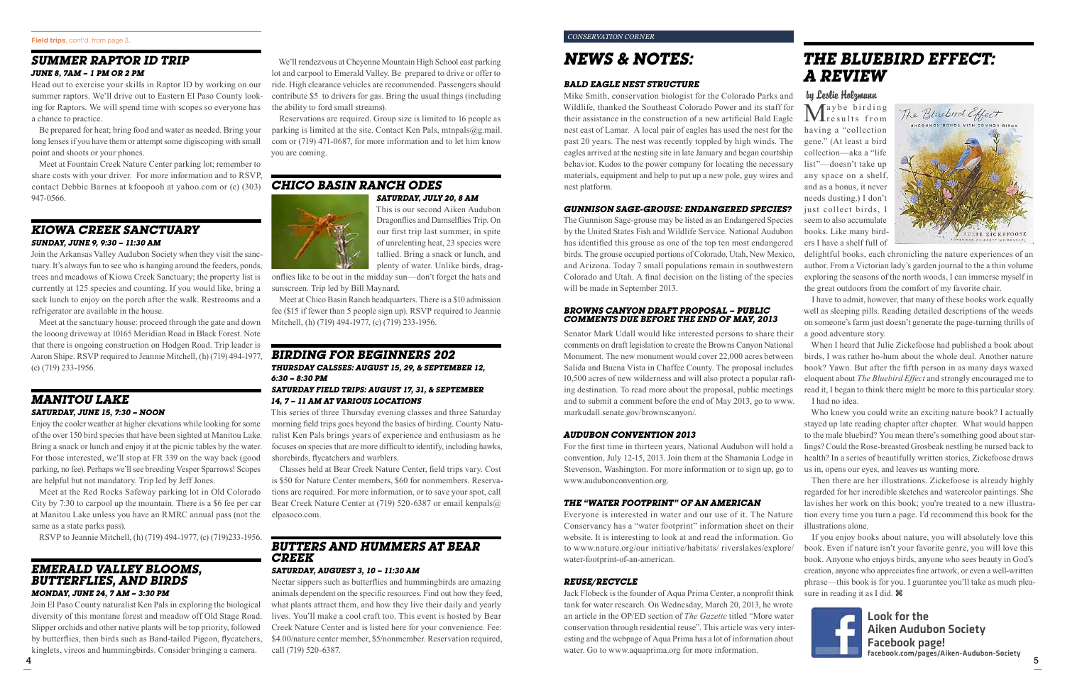**Field trips**, cont'd. from page 3.

## SUMMER RAPTOR ID TRIP

### JUNE 8, 7AM – 1 PM OR 2 PM

Head out to exercise your skills in Raptor ID by working on our summer raptors. We'll drive out to Eastern El Paso County looking for Raptors. We will spend time with scopes so everyone has a chance to practice.

Be prepared for heat; bring food and water as needed. Bring your long lenses if you have them or attempt some digiscoping with small point and shoots or your phones.

Meet at Fountain Creek Nature Center parking lot; remember to share costs with your driver. For more information and to RSVP, contact Debbie Barnes at kfoopooh at yahoo.com or (c) (303) 947-0566.

## KIOWA CREEK SANCTUARY

### SUNDAY, JUNE 9, 9:30 – 11:30 AM

Join the Arkansas Valley Audubon Society when they visit the sanctuary. It's always fun to see who is hanging around the feeders, ponds, trees and meadows of Kiowa Creek Sanctuary; the property list is currently at 125 species and counting. If you would like, bring a sack lunch to enjoy on the porch after the walk. Restrooms and a refrigerator are available in the house.

Meet at the sanctuary house: proceed through the gate and down the looong driveway at 10165 Meridian Road in Black Forest. Note that there is ongoing construction on Hodgen Road. Trip leader is Aaron Shipe. RSVP required to Jeannie Mitchell, (h) (719) 494-1977, (c) (719) 233-1956.

## MANITOU LAKE

### SATURDAY, JUNE 15, 7:30 – NOON

Enjoy the cooler weather at higher elevations while looking for some of the over 150 bird species that have been sighted at Manitou Lake. Bring a snack or lunch and enjoy it at the picnic tables by the water. For those interested, we'll stop at FR 339 on the way back (good parking, no fee). Perhaps we'll see breeding Vesper Sparrows! Scopes are helpful but not mandatory. Trip led by Jeff Jones.

Meet at the Red Rocks Safeway parking lot in Old Colorado City by 7:30 to carpool up the mountain. There is a $6 fee per car at Manitou Lake unless you have an RMRC annual pass (not the same as a state parks pass).

RSVP to Jeannie Mitchell, (h) (719) 494-1977, (c) (719)233-1956.

## EMERALD VALLEY BLOOMS, BUTTERFLIES, AND BIRDS

### MONDAY, JUNE 24, 7 AM – 3:30 PM

Join El Paso County naturalist Ken Pals in exploring the biological diversity of this montane forest and meadow off Old Stage Road. Slipper orchids and other native plants will be top priority, followed by butterflies, then birds such as Band-tailed Pigeon, flycatchers, kinglets, vireos and hummingbirds. Consider bringing a camera.

We'll rendezvous at Cheyenne Mountain High School east parking lot and carpool to Emerald Valley. Be prepared to drive or offer to ride. High clearance vehicles are recommended. Passengers should contribute $5 to drivers for gas. Bring the usual things (including the ability to ford small streams).

Reservations are required. Group size is limited to 16 people as parking is limited at the site. Contact Ken Pals, mtnpals@g.mail.com or (719) 471-0687, for more information and to let him know you are coming.

## CHICO BASIN RANCH ODES

### SATURDAY, JULY 20, 8 AM

This is our second Aiken Audubon Dragonflies and Damselflies Trip. On our first trip last summer, in spite of unrelenting heat, 23 species were tallied. Bring a snack or lunch, and plenty of water. Unlike birds, dragonflies like to be out in the midday sun—don't forget the hats and sunscreen. Trip led by Bill Maynard.

Meet at Chico Basin Ranch headquarters. There is a $10 admission fee ($15 if fewer than 5 people sign up). RSVP required to Jeannie Mitchell, (h) (719) 494-1977, (c) (719) 233-1956.

## BIRDING FOR BEGINNERS 202

### THURSDAY CALSSES: AUGUST 15, 29, & SEPTEMBER 12, 6:30 – 8:30 PM

### SATURDAY FIELD TRIPS: AUGUST 17, 31, & SEPTEMBER 14, 7 – 11 AM AT VARIOUS LOCATIONS

This series of three Thursday evening classes and three Saturday morning field trips goes beyond the basics of birding. County Naturalist Ken Pals brings years of experience and enthusiasm as he focuses on species that are more difficult to identify, including hawks, shorebirds, flycatchers and warblers.

Classes held at Bear Creek Nature Center, field trips vary. Cost is $50 for Nature Center members, $60 for nonmembers. Reservations are required. For more information, or to save your spot, call Bear Creek Nature Center at (719) 520-6387 or email kenpals@elpasoco.com.

## BUTTERS AND HUMMERS AT BEAR CREEK

### SATURDAY, AUGUEST 3, 10 – 11:30 AM

Nectar sippers such as butterflies and hummingbirds are amazing animals dependent on the specific resources. Find out how they feed, what plants attract them, and how they live their daily and yearly lives. You'll make a cool craft too. This event is hosted by Bear Creek Nature Center and is listed here for your convenience. Fee: $4.00/nature center member, $5/nonmember. Reservation required, call (719) 520-6387.

*CONSERVATION CORNER*

# NEWS & NOTES:

### BALD EAGLE NEST STRUCTURE

Mike Smith, conservation biologist for the Colorado Parks and Wildlife, thanked the Southeast Colorado Power and its staff for their assistance in the construction of a new artificial Bald Eagle nest east of Lamar. A local pair of eagles has used the nest for the past 20 years. The nest was recently toppled by high winds. The eagles arrived at the nesting site in late January and began courtship behavior. Kudos to the power company for locating the necessary materials, equipment and help to put up a new pole, guy wires and nest platform.

### GUNNISON SAGE-GROUSE: ENDANGERED SPECIES?

The Gunnison Sage-grouse may be listed as an Endangered Species by the United States Fish and Wildlife Service. National Audubon has identified this grouse as one of the top ten most endangered birds. The grouse occupied portions of Colorado, Utah, New Mexico, and Arizona. Today 7 small populations remain in southwestern Colorado and Utah. A final decision on the listing of the species will be made in September 2013.

### BROWNS CANYON DRAFT PROPOSAL – PUBLIC COMMENTS DUE BEFORE THE END OF MAY, 2013

Senator Mark Udall would like interested persons to share their comments on draft legislation to create the Browns Canyon National Monument. The new monument would cover 22,000 acres between Salida and Buena Vista in Chaffee County. The proposal includes 10,500 acres of new wilderness and will also protect a popular rafting destination. To read more about the proposal, public meetings and to submit a comment before the end of May 2013, go to www.markudall.senate.gov/brownscanyon/.

### AUDUBON CONVENTION 2013

For the first time in thirteen years, National Audubon will hold a convention, July 12-15, 2013. Join them at the Shamania Lodge in Stevenson, Washington. For more information or to sign up, go to www.auduboncon­vention.org.

### THE "WATER FOOTPRINT" OF AN AMERICAN

Everyone is interested in water and our use of it. The Nature Conservancy has a "water footprint" information sheet on their website. It is interesting to look at and read the information. Go to www.nature.org/our initiative/habitats/ riverslakes/explore/water-footprint-of-an-american.

### REUSE/RECYCLE

Jack Flobeck is the founder of Aqua Prima Center, a nonprofit think tank for water research. On Wednesday, March 20, 2013, he wrote an article in the OP/ED section of *The Gazette* titled "More water conservation through residential reuse". This article was very interesting and the webpage of Aqua Prima has a lot of information about water. Go to www.aquaprima.org for more information.

# THE BLUEBIRD EFFECT: A REVIEW

**by Leslie Holzmann**

Maybe birding results from having a "collection gene." (At least a bird collection—aka a "life list"—doesn't take up any space on a shelf, and as a bonus, it never needs dusting.) I don't just collect birds, I seem to also accumulate books. Like many birders I have a shelf full of delightful books, each chronicling the nature experiences of an author. From a Victorian lady's garden journal to the a thin volume exploring the seasons of the north woods, I can immerse myself in the great outdoors from the comfort of my favorite chair.

I have to admit, however, that many of these books work equally well as sleeping pills. Reading detailed descriptions of the weeds on someone's farm just doesn't generate the page-turning thrills of a good adventure story.

When I heard that Julie Zickefoose had published a book about birds, I was rather ho-hum about the whole deal. Another nature book? Yawn. But after the fifth person in as many days waxed eloquent about *The Bluebird Effect* and strongly encouraged me to read it, I began to think there might be more to this particular story. I had no idea.

Who knew you could write an exciting nature book? I actually stayed up late reading chapter after chapter. What would happen to the male bluebird? You mean there's something good about starlings? Could the Rose-breasted Grosbeak nestling be nursed back to health? In a series of beautifully written stories, Zickefoose draws us in, opens our eyes, and leaves us wanting more.

Then there are her illustrations. Zickefoose is already highly regarded for her incredible sketches and watercolor paintings. She lavishes her work on this book; you're treated to a new illustration every time you turn a page. I'd recommend this book for the illustrations alone.

If you enjoy books about nature, you will absolutely love this book. Even if nature isn't your favorite genre, you will love this book. Anyone who enjoys birds, anyone who sees beauty in God's creation, anyone who appreciates fine artwork, or even a well-written phrase—this book is for you. I guarantee you'll take as much pleasure in reading it as I did. ⌘

**Look for the Aiken Audubon Society Facebook page!**
facebook.com/pages/Aiken-Audubon-Society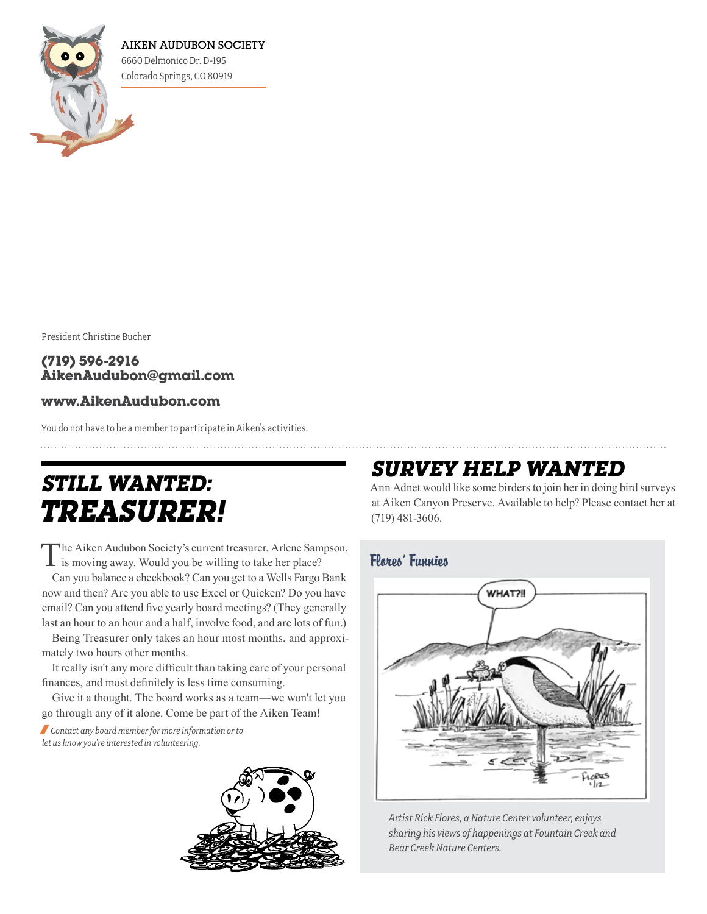**AIKEN AUDUBON SOCIETY**
6660 Delmonico Dr. D-195
Colorado Springs, CO 80919

President Christine Bucher

**(719) 596-2916**
**AikenAudubon@gmail.com**

**www.AikenAudubon.com**

You do not have to be a member to participate in Aiken's activities.

## STILL WANTED: TREASURER!

The Aiken Audubon Society's current treasurer, Arlene Sampson, is moving away. Would you be willing to take her place?

Can you balance a checkbook? Can you get to a Wells Fargo Bank now and then? Are you able to use Excel or Quicken? Do you have email? Can you attend five yearly board meetings? (They generally last an hour to an hour and a half, involve food, and are lots of fun.)

Being Treasurer only takes an hour most months, and approximately two hours other months.

It really isn't any more difficult than taking care of your personal finances, and most definitely is less time consuming.

Give it a thought. The board works as a team—we won't let you go through any of it alone. Come be part of the Aiken Team!

*Contact any board member for more information or to let us know you're interested in volunteering.*

## SURVEY HELP WANTED

Ann Adnet would like some birders to join her in doing bird surveys at Aiken Canyon Preserve. Available to help? Please contact her at (719) 481-3606.

### Flores' Funnies

*Artist Rick Flores, a Nature Center volunteer, enjoys sharing his views of happenings at Fountain Creek and Bear Creek Nature Centers.*